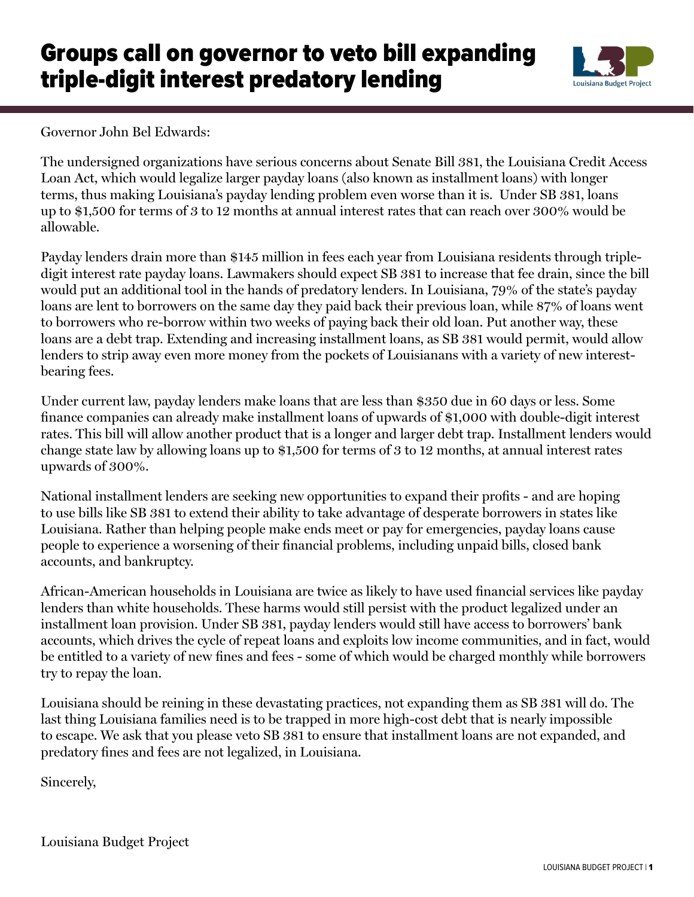# Groups call on governor to veto bill expanding triple-digit interest predatory lending

Governor John Bel Edwards:

The undersigned organizations have serious concerns about Senate Bill 381, the Louisiana Credit Access Loan Act, which would legalize larger payday loans (also known as installment loans) with longer terms, thus making Louisiana's payday lending problem even worse than it is. Under SB 381, loans up to $1,500 for terms of 3 to 12 months at annual interest rates that can reach over 300% would be allowable.

Payday lenders drain more than $145 million in fees each year from Louisiana residents through triple-digit interest rate payday loans. Lawmakers should expect SB 381 to increase that fee drain, since the bill would put an additional tool in the hands of predatory lenders. In Louisiana, 79% of the state's payday loans are lent to borrowers on the same day they paid back their previous loan, while 87% of loans went to borrowers who re-borrow within two weeks of paying back their old loan. Put another way, these loans are a debt trap. Extending and increasing installment loans, as SB 381 would permit, would allow lenders to strip away even more money from the pockets of Louisianans with a variety of new interest-bearing fees.

Under current law, payday lenders make loans that are less than $350 due in 60 days or less. Some finance companies can already make installment loans of upwards of $1,000 with double-digit interest rates. This bill will allow another product that is a longer and larger debt trap. Installment lenders would change state law by allowing loans up to $1,500 for terms of 3 to 12 months, at annual interest rates upwards of 300%.

National installment lenders are seeking new opportunities to expand their profits - and are hoping to use bills like SB 381 to extend their ability to take advantage of desperate borrowers in states like Louisiana. Rather than helping people make ends meet or pay for emergencies, payday loans cause people to experience a worsening of their financial problems, including unpaid bills, closed bank accounts, and bankruptcy.

African-American households in Louisiana are twice as likely to have used financial services like payday lenders than white households. These harms would still persist with the product legalized under an installment loan provision. Under SB 381, payday lenders would still have access to borrowers' bank accounts, which drives the cycle of repeat loans and exploits low income communities, and in fact, would be entitled to a variety of new fines and fees - some of which would be charged monthly while borrowers try to repay the loan.

Louisiana should be reining in these devastating practices, not expanding them as SB 381 will do. The last thing Louisiana families need is to be trapped in more high-cost debt that is nearly impossible to escape. We ask that you please veto SB 381 to ensure that installment loans are not expanded, and predatory fines and fees are not legalized, in Louisiana.

Sincerely,

Louisiana Budget Project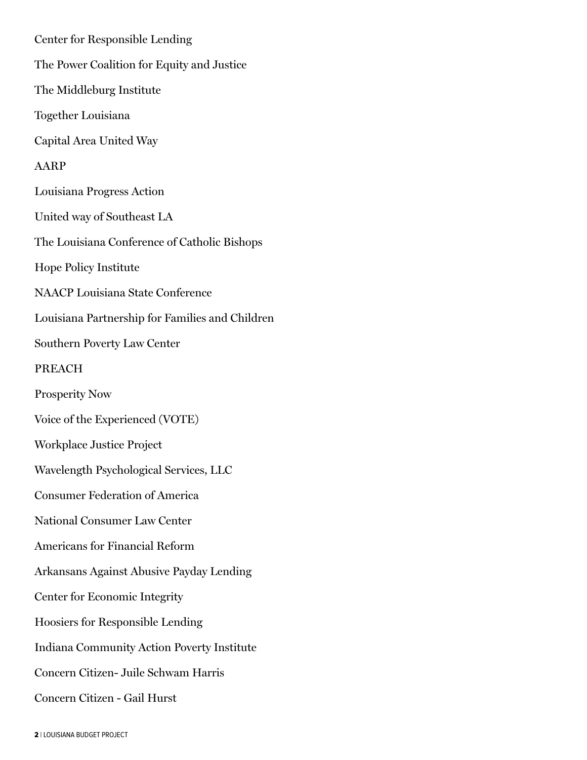Center for Responsible Lending

The Power Coalition for Equity and Justice

The Middleburg Institute

Together Louisiana

Capital Area United Way

AARP

Louisiana Progress Action

United way of Southeast LA

The Louisiana Conference of Catholic Bishops

Hope Policy Institute

NAACP Louisiana State Conference

Louisiana Partnership for Families and Children

Southern Poverty Law Center

PREACH

Prosperity Now

Voice of the Experienced (VOTE)

Workplace Justice Project

Wavelength Psychological Services, LLC

Consumer Federation of America

National Consumer Law Center

Americans for Financial Reform

Arkansans Against Abusive Payday Lending

Center for Economic Integrity

Hoosiers for Responsible Lending

Indiana Community Action Poverty Institute

Concern Citizen- Juile Schwam Harris

Concern Citizen - Gail Hurst